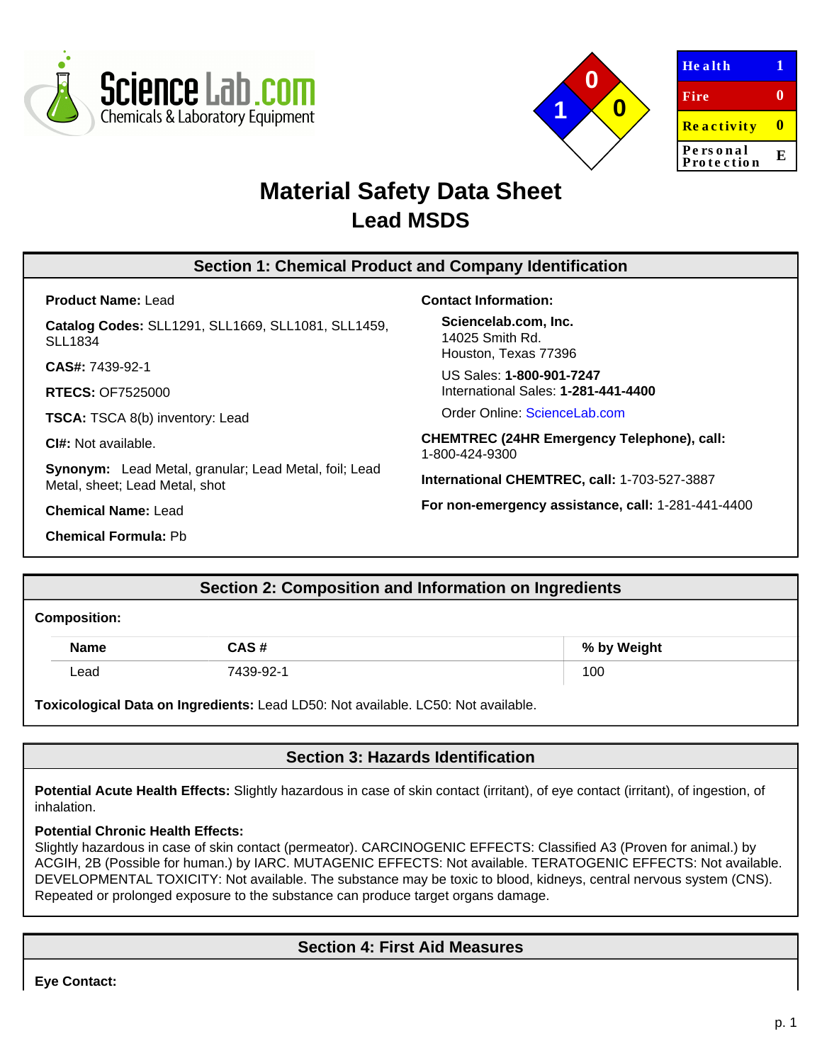| Health | 1 |
| --- | --- |
| Fire | 0 |
| Reactivity | 0 |
| Personal Protection | E |

# Material Safety Data Sheet
## Lead MSDS

## Section 1: Chemical Product and Company Identification

**Product Name:** Lead

**Catalog Codes:** SLL1291, SLL1669, SLL1081, SLL1459, SLL1834

**CAS#:** 7439-92-1

**RTECS:** OF7525000

**TSCA:** TSCA 8(b) inventory: Lead

**CI#:** Not available.

**Synonym:** Lead Metal, granular; Lead Metal, foil; Lead Metal, sheet; Lead Metal, shot

**Chemical Name:** Lead

**Chemical Formula:** Pb

**Contact Information:**

**Sciencelab.com, Inc.**
14025 Smith Rd.
Houston, Texas 77396

US Sales: **1-800-901-7247**
International Sales: **1-281-441-4400**

Order Online: ScienceLab.com

**CHEMTREC (24HR Emergency Telephone), call:** 1-800-424-9300

**International CHEMTREC, call:** 1-703-527-3887

**For non-emergency assistance, call:** 1-281-441-4400

## Section 2: Composition and Information on Ingredients

**Composition:**

| Name | CAS # | % by Weight |
| --- | --- | --- |
| Lead | 7439-92-1 | 100 |

**Toxicological Data on Ingredients:** Lead LD50: Not available. LC50: Not available.

## Section 3: Hazards Identification

**Potential Acute Health Effects:** Slightly hazardous in case of skin contact (irritant), of eye contact (irritant), of ingestion, of inhalation.

**Potential Chronic Health Effects:**
Slightly hazardous in case of skin contact (permeator). CARCINOGENIC EFFECTS: Classified A3 (Proven for animal.) by ACGIH, 2B (Possible for human.) by IARC. MUTAGENIC EFFECTS: Not available. TERATOGENIC EFFECTS: Not available. DEVELOPMENTAL TOXICITY: Not available. The substance may be toxic to blood, kidneys, central nervous system (CNS). Repeated or prolonged exposure to the substance can produce target organs damage.

## Section 4: First Aid Measures

**Eye Contact:**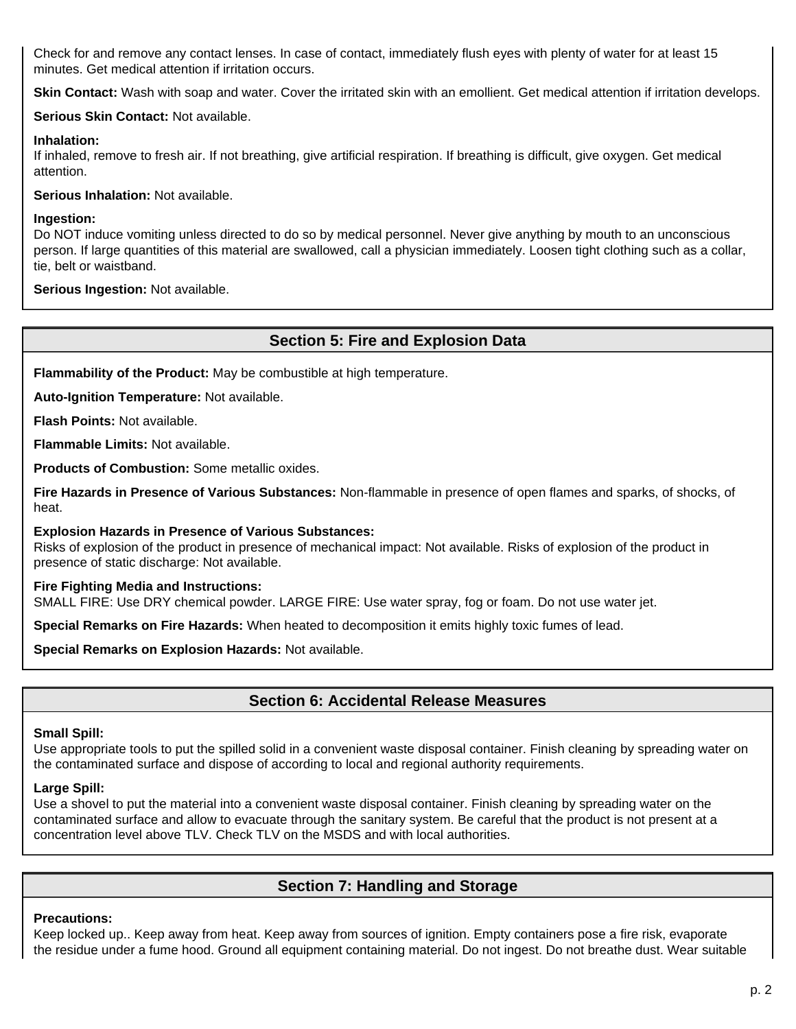Check for and remove any contact lenses. In case of contact, immediately flush eyes with plenty of water for at least 15 minutes. Get medical attention if irritation occurs.

**Skin Contact:** Wash with soap and water. Cover the irritated skin with an emollient. Get medical attention if irritation develops.

**Serious Skin Contact:** Not available.

**Inhalation:**
If inhaled, remove to fresh air. If not breathing, give artificial respiration. If breathing is difficult, give oxygen. Get medical attention.

**Serious Inhalation:** Not available.

**Ingestion:**
Do NOT induce vomiting unless directed to do so by medical personnel. Never give anything by mouth to an unconscious person. If large quantities of this material are swallowed, call a physician immediately. Loosen tight clothing such as a collar, tie, belt or waistband.

**Serious Ingestion:** Not available.

## Section 5: Fire and Explosion Data

**Flammability of the Product:** May be combustible at high temperature.

**Auto-Ignition Temperature:** Not available.

**Flash Points:** Not available.

**Flammable Limits:** Not available.

**Products of Combustion:** Some metallic oxides.

**Fire Hazards in Presence of Various Substances:** Non-flammable in presence of open flames and sparks, of shocks, of heat.

**Explosion Hazards in Presence of Various Substances:**
Risks of explosion of the product in presence of mechanical impact: Not available. Risks of explosion of the product in presence of static discharge: Not available.

**Fire Fighting Media and Instructions:**
SMALL FIRE: Use DRY chemical powder. LARGE FIRE: Use water spray, fog or foam. Do not use water jet.

**Special Remarks on Fire Hazards:** When heated to decomposition it emits highly toxic fumes of lead.

**Special Remarks on Explosion Hazards:** Not available.

## Section 6: Accidental Release Measures

**Small Spill:**
Use appropriate tools to put the spilled solid in a convenient waste disposal container. Finish cleaning by spreading water on the contaminated surface and dispose of according to local and regional authority requirements.

**Large Spill:**
Use a shovel to put the material into a convenient waste disposal container. Finish cleaning by spreading water on the contaminated surface and allow to evacuate through the sanitary system. Be careful that the product is not present at a concentration level above TLV. Check TLV on the MSDS and with local authorities.

## Section 7: Handling and Storage

**Precautions:**
Keep locked up.. Keep away from heat. Keep away from sources of ignition. Empty containers pose a fire risk, evaporate the residue under a fume hood. Ground all equipment containing material. Do not ingest. Do not breathe dust. Wear suitable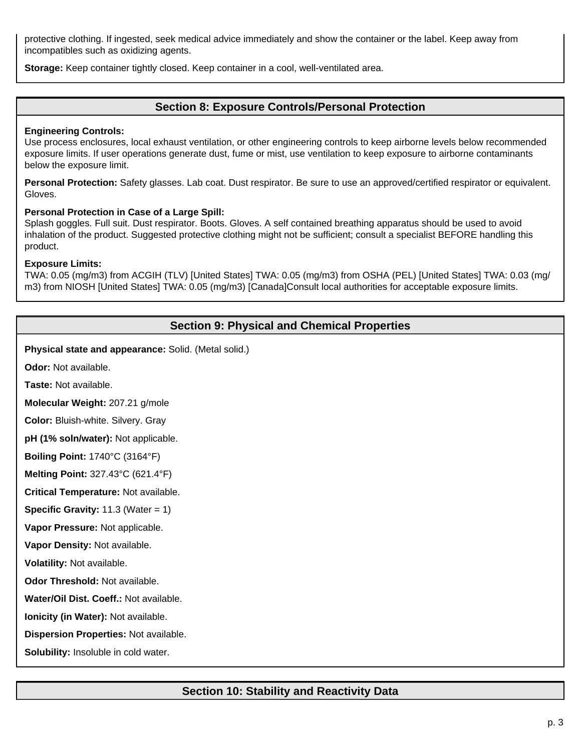protective clothing. If ingested, seek medical advice immediately and show the container or the label. Keep away from incompatibles such as oxidizing agents.

**Storage:** Keep container tightly closed. Keep container in a cool, well-ventilated area.

## Section 8: Exposure Controls/Personal Protection

**Engineering Controls:**
Use process enclosures, local exhaust ventilation, or other engineering controls to keep airborne levels below recommended exposure limits. If user operations generate dust, fume or mist, use ventilation to keep exposure to airborne contaminants below the exposure limit.

**Personal Protection:** Safety glasses. Lab coat. Dust respirator. Be sure to use an approved/certified respirator or equivalent. Gloves.

**Personal Protection in Case of a Large Spill:**
Splash goggles. Full suit. Dust respirator. Boots. Gloves. A self contained breathing apparatus should be used to avoid inhalation of the product. Suggested protective clothing might not be sufficient; consult a specialist BEFORE handling this product.

**Exposure Limits:**
TWA: 0.05 (mg/m3) from ACGIH (TLV) [United States] TWA: 0.05 (mg/m3) from OSHA (PEL) [United States] TWA: 0.03 (mg/m3) from NIOSH [United States] TWA: 0.05 (mg/m3) [Canada]Consult local authorities for acceptable exposure limits.

## Section 9: Physical and Chemical Properties

**Physical state and appearance:** Solid. (Metal solid.)

**Odor:** Not available.

**Taste:** Not available.

**Molecular Weight:** 207.21 g/mole

**Color:** Bluish-white. Silvery. Gray

**pH (1% soln/water):** Not applicable.

**Boiling Point:** 1740°C (3164°F)

**Melting Point:** 327.43°C (621.4°F)

**Critical Temperature:** Not available.

**Specific Gravity:** 11.3 (Water = 1)

**Vapor Pressure:** Not applicable.

**Vapor Density:** Not available.

**Volatility:** Not available.

**Odor Threshold:** Not available.

**Water/Oil Dist. Coeff.:** Not available.

**Ionicity (in Water):** Not available.

**Dispersion Properties:** Not available.

**Solubility:** Insoluble in cold water.

## Section 10: Stability and Reactivity Data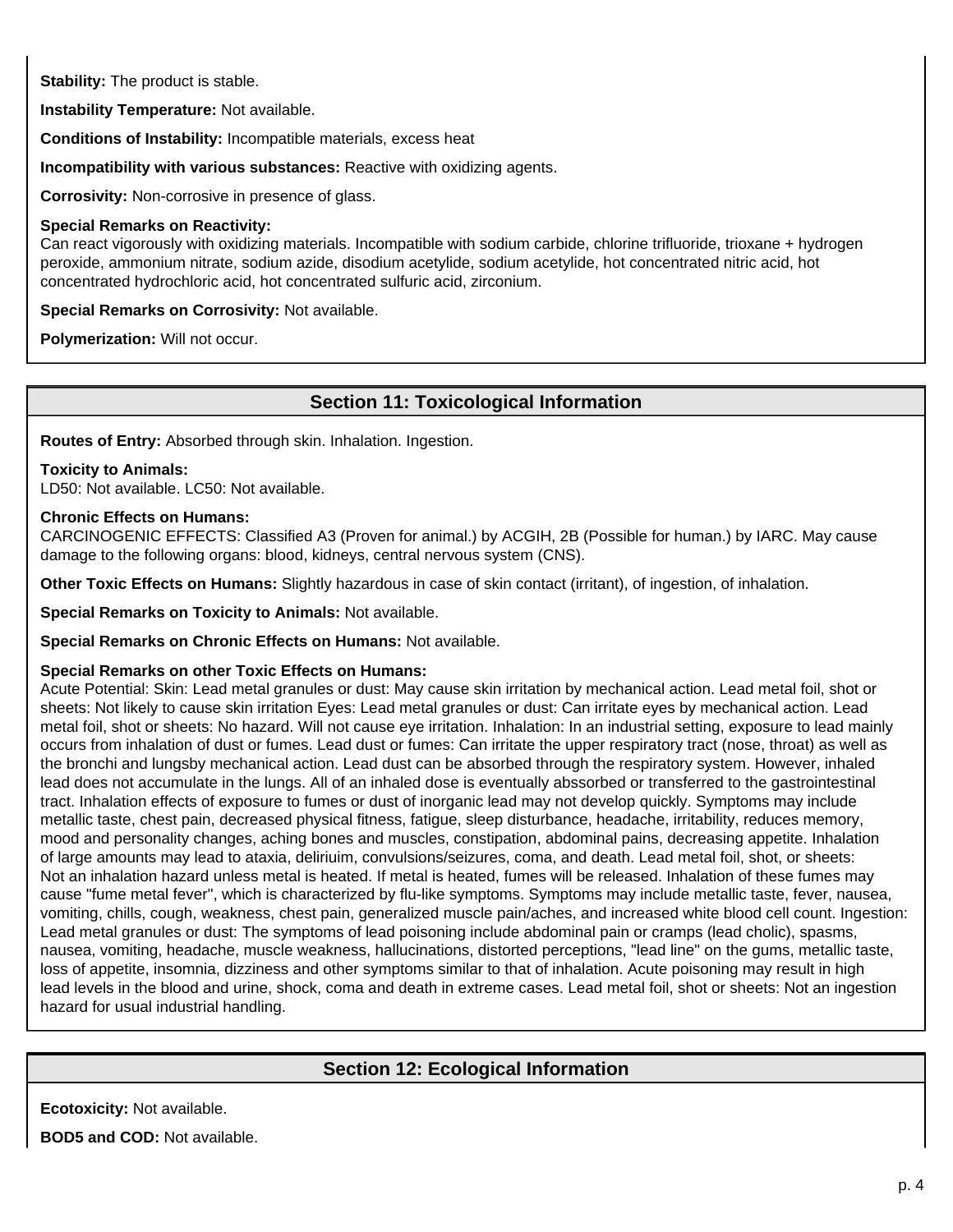**Stability:** The product is stable.

**Instability Temperature:** Not available.

**Conditions of Instability:** Incompatible materials, excess heat

**Incompatibility with various substances:** Reactive with oxidizing agents.

**Corrosivity:** Non-corrosive in presence of glass.

**Special Remarks on Reactivity:**
Can react vigorously with oxidizing materials. Incompatible with sodium carbide, chlorine trifluoride, trioxane + hydrogen peroxide, ammonium nitrate, sodium azide, disodium acetylide, sodium acetylide, hot concentrated nitric acid, hot concentrated hydrochloric acid, hot concentrated sulfuric acid, zirconium.

**Special Remarks on Corrosivity:** Not available.

**Polymerization:** Will not occur.

## Section 11: Toxicological Information

**Routes of Entry:** Absorbed through skin. Inhalation. Ingestion.

**Toxicity to Animals:**
LD50: Not available. LC50: Not available.

**Chronic Effects on Humans:**
CARCINOGENIC EFFECTS: Classified A3 (Proven for animal.) by ACGIH, 2B (Possible for human.) by IARC. May cause damage to the following organs: blood, kidneys, central nervous system (CNS).

**Other Toxic Effects on Humans:** Slightly hazardous in case of skin contact (irritant), of ingestion, of inhalation.

**Special Remarks on Toxicity to Animals:** Not available.

**Special Remarks on Chronic Effects on Humans:** Not available.

**Special Remarks on other Toxic Effects on Humans:**
Acute Potential: Skin: Lead metal granules or dust: May cause skin irritation by mechanical action. Lead metal foil, shot or sheets: Not likely to cause skin irritation Eyes: Lead metal granules or dust: Can irritate eyes by mechanical action. Lead metal foil, shot or sheets: No hazard. Will not cause eye irritation. Inhalation: In an industrial setting, exposure to lead mainly occurs from inhalation of dust or fumes. Lead dust or fumes: Can irritate the upper respiratory tract (nose, throat) as well as the bronchi and lungsby mechanical action. Lead dust can be absorbed through the respiratory system. However, inhaled lead does not accumulate in the lungs. All of an inhaled dose is eventually abssorbed or transferred to the gastrointestinal tract. Inhalation effects of exposure to fumes or dust of inorganic lead may not develop quickly. Symptoms may include metallic taste, chest pain, decreased physical fitness, fatigue, sleep disturbance, headache, irritability, reduces memory, mood and personality changes, aching bones and muscles, constipation, abdominal pains, decreasing appetite. Inhalation of large amounts may lead to ataxia, deliriuim, convulsions/seizures, coma, and death. Lead metal foil, shot, or sheets: Not an inhalation hazard unless metal is heated. If metal is heated, fumes will be released. Inhalation of these fumes may cause "fume metal fever", which is characterized by flu-like symptoms. Symptoms may include metallic taste, fever, nausea, vomiting, chills, cough, weakness, chest pain, generalized muscle pain/aches, and increased white blood cell count. Ingestion: Lead metal granules or dust: The symptoms of lead poisoning include abdominal pain or cramps (lead cholic), spasms, nausea, vomiting, headache, muscle weakness, hallucinations, distorted perceptions, "lead line" on the gums, metallic taste, loss of appetite, insomnia, dizziness and other symptoms similar to that of inhalation. Acute poisoning may result in high lead levels in the blood and urine, shock, coma and death in extreme cases. Lead metal foil, shot or sheets: Not an ingestion hazard for usual industrial handling.

## Section 12: Ecological Information

**Ecotoxicity:** Not available.

**BOD5 and COD:** Not available.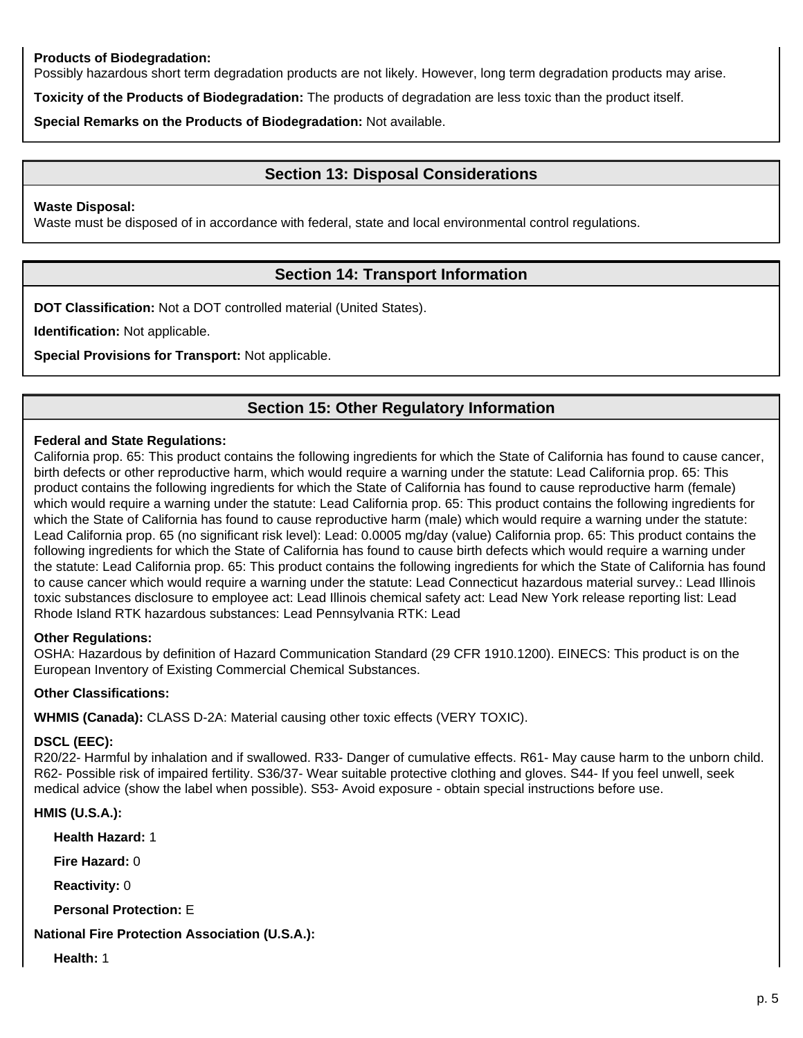**Products of Biodegradation:**
Possibly hazardous short term degradation products are not likely. However, long term degradation products may arise.

**Toxicity of the Products of Biodegradation:** The products of degradation are less toxic than the product itself.

**Special Remarks on the Products of Biodegradation:** Not available.

## Section 13: Disposal Considerations

**Waste Disposal:**
Waste must be disposed of in accordance with federal, state and local environmental control regulations.

## Section 14: Transport Information

**DOT Classification:** Not a DOT controlled material (United States).

**Identification:** Not applicable.

**Special Provisions for Transport:** Not applicable.

## Section 15: Other Regulatory Information

**Federal and State Regulations:**
California prop. 65: This product contains the following ingredients for which the State of California has found to cause cancer, birth defects or other reproductive harm, which would require a warning under the statute: Lead California prop. 65: This product contains the following ingredients for which the State of California has found to cause reproductive harm (female) which would require a warning under the statute: Lead California prop. 65: This product contains the following ingredients for which the State of California has found to cause reproductive harm (male) which would require a warning under the statute: Lead California prop. 65 (no significant risk level): Lead: 0.0005 mg/day (value) California prop. 65: This product contains the following ingredients for which the State of California has found to cause birth defects which would require a warning under the statute: Lead California prop. 65: This product contains the following ingredients for which the State of California has found to cause cancer which would require a warning under the statute: Lead Connecticut hazardous material survey.: Lead Illinois toxic substances disclosure to employee act: Lead Illinois chemical safety act: Lead New York release reporting list: Lead Rhode Island RTK hazardous substances: Lead Pennsylvania RTK: Lead

**Other Regulations:**
OSHA: Hazardous by definition of Hazard Communication Standard (29 CFR 1910.1200). EINECS: This product is on the European Inventory of Existing Commercial Chemical Substances.

**Other Classifications:**

**WHMIS (Canada):** CLASS D-2A: Material causing other toxic effects (VERY TOXIC).

**DSCL (EEC):**
R20/22- Harmful by inhalation and if swallowed. R33- Danger of cumulative effects. R61- May cause harm to the unborn child. R62- Possible risk of impaired fertility. S36/37- Wear suitable protective clothing and gloves. S44- If you feel unwell, seek medical advice (show the label when possible). S53- Avoid exposure - obtain special instructions before use.

**HMIS (U.S.A.):**

**Health Hazard:** 1

**Fire Hazard:** 0

**Reactivity:** 0

**Personal Protection:** E

**National Fire Protection Association (U.S.A.):**

**Health:** 1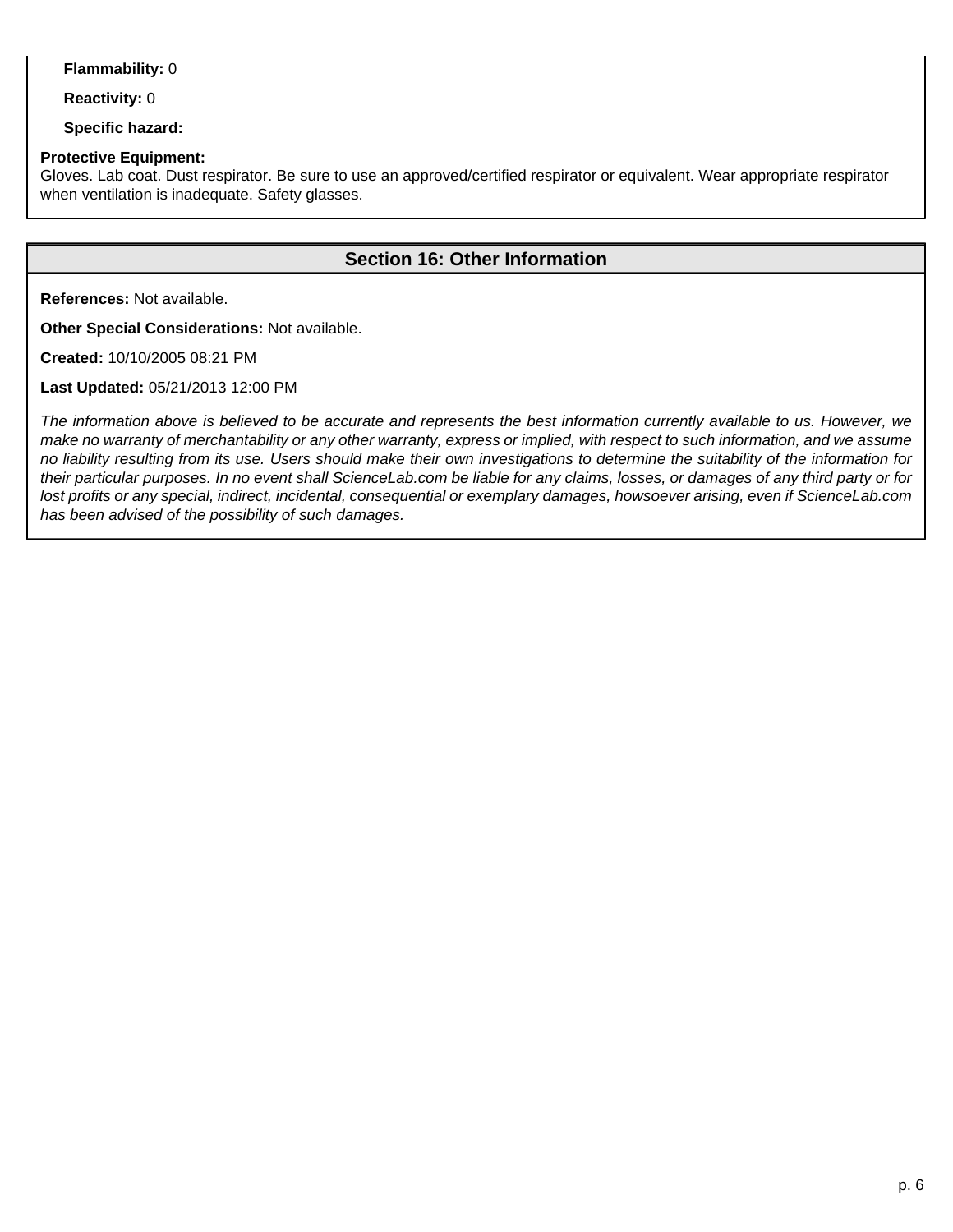**Flammability:** 0

**Reactivity:** 0

**Specific hazard:**

**Protective Equipment:**
Gloves. Lab coat. Dust respirator. Be sure to use an approved/certified respirator or equivalent. Wear appropriate respirator when ventilation is inadequate. Safety glasses.

## Section 16: Other Information

**References:** Not available.

**Other Special Considerations:** Not available.

**Created:** 10/10/2005 08:21 PM

**Last Updated:** 05/21/2013 12:00 PM

*The information above is believed to be accurate and represents the best information currently available to us. However, we make no warranty of merchantability or any other warranty, express or implied, with respect to such information, and we assume no liability resulting from its use. Users should make their own investigations to determine the suitability of the information for their particular purposes. In no event shall ScienceLab.com be liable for any claims, losses, or damages of any third party or for lost profits or any special, indirect, incidental, consequential or exemplary damages, howsoever arising, even if ScienceLab.com has been advised of the possibility of such damages.*